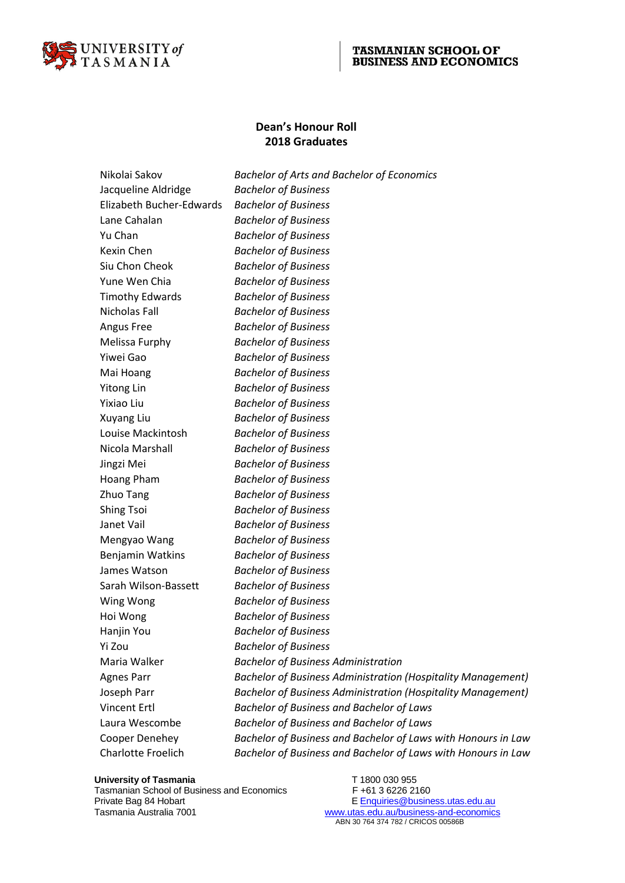## Dean's Honour Roll
## 2018 Graduates

| | |
|---|---|
| Nikolai Sakov | *Bachelor of Arts and Bachelor of Economics* |
| Jacqueline Aldridge | *Bachelor of Business* |
| Elizabeth Bucher-Edwards | *Bachelor of Business* |
| Lane Cahalan | *Bachelor of Business* |
| Yu Chan | *Bachelor of Business* |
| Kexin Chen | *Bachelor of Business* |
| Siu Chon Cheok | *Bachelor of Business* |
| Yune Wen Chia | *Bachelor of Business* |
| Timothy Edwards | *Bachelor of Business* |
| Nicholas Fall | *Bachelor of Business* |
| Angus Free | *Bachelor of Business* |
| Melissa Furphy | *Bachelor of Business* |
| Yiwei Gao | *Bachelor of Business* |
| Mai Hoang | *Bachelor of Business* |
| Yitong Lin | *Bachelor of Business* |
| Yixiao Liu | *Bachelor of Business* |
| Xuyang Liu | *Bachelor of Business* |
| Louise Mackintosh | *Bachelor of Business* |
| Nicola Marshall | *Bachelor of Business* |
| Jingzi Mei | *Bachelor of Business* |
| Hoang Pham | *Bachelor of Business* |
| Zhuo Tang | *Bachelor of Business* |
| Shing Tsoi | *Bachelor of Business* |
| Janet Vail | *Bachelor of Business* |
| Mengyao Wang | *Bachelor of Business* |
| Benjamin Watkins | *Bachelor of Business* |
| James Watson | *Bachelor of Business* |
| Sarah Wilson-Bassett | *Bachelor of Business* |
| Wing Wong | *Bachelor of Business* |
| Hoi Wong | *Bachelor of Business* |
| Hanjin You | *Bachelor of Business* |
| Yi Zou | *Bachelor of Business* |
| Maria Walker | *Bachelor of Business Administration* |
| Agnes Parr | *Bachelor of Business Administration (Hospitality Management)* |
| Joseph Parr | *Bachelor of Business Administration (Hospitality Management)* |
| Vincent Ertl | *Bachelor of Business and Bachelor of Laws* |
| Laura Wescombe | *Bachelor of Business and Bachelor of Laws* |
| Cooper Denehey | *Bachelor of Business and Bachelor of Laws with Honours in Law* |
| Charlotte Froelich | *Bachelor of Business and Bachelor of Laws with Honours in Law* |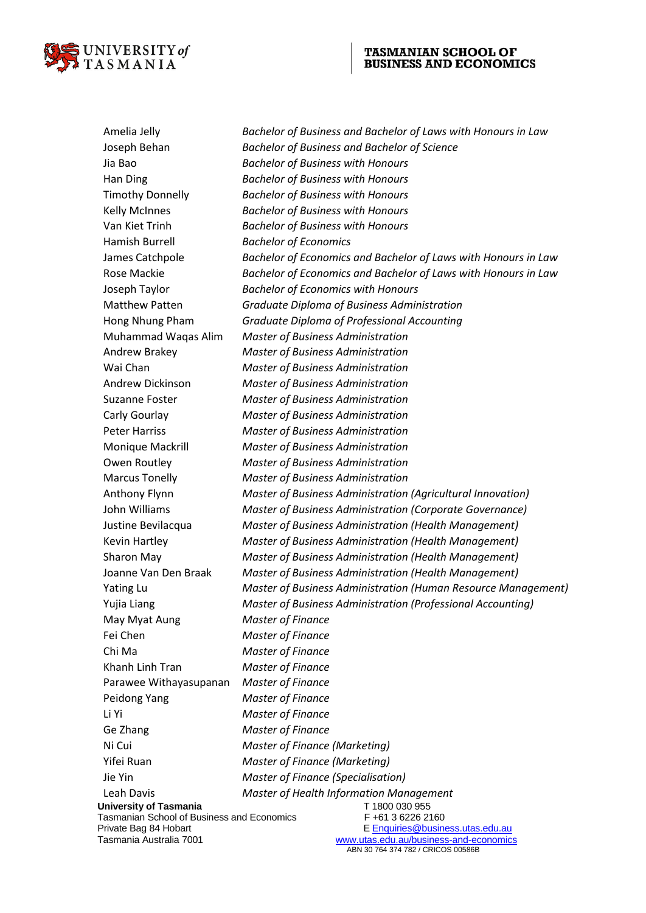| | |
|---|---|
| Amelia Jelly | *Bachelor of Business and Bachelor of Laws with Honours in Law* |
| Joseph Behan | *Bachelor of Business and Bachelor of Science* |
| Jia Bao | *Bachelor of Business with Honours* |
| Han Ding | *Bachelor of Business with Honours* |
| Timothy Donnelly | *Bachelor of Business with Honours* |
| Kelly McInnes | *Bachelor of Business with Honours* |
| Van Kiet Trinh | *Bachelor of Business with Honours* |
| Hamish Burrell | *Bachelor of Economics* |
| James Catchpole | *Bachelor of Economics and Bachelor of Laws with Honours in Law* |
| Rose Mackie | *Bachelor of Economics and Bachelor of Laws with Honours in Law* |
| Joseph Taylor | *Bachelor of Economics with Honours* |
| Matthew Patten | *Graduate Diploma of Business Administration* |
| Hong Nhung Pham | *Graduate Diploma of Professional Accounting* |
| Muhammad Waqas Alim | *Master of Business Administration* |
| Andrew Brakey | *Master of Business Administration* |
| Wai Chan | *Master of Business Administration* |
| Andrew Dickinson | *Master of Business Administration* |
| Suzanne Foster | *Master of Business Administration* |
| Carly Gourlay | *Master of Business Administration* |
| Peter Harriss | *Master of Business Administration* |
| Monique Mackrill | *Master of Business Administration* |
| Owen Routley | *Master of Business Administration* |
| Marcus Tonelly | *Master of Business Administration* |
| Anthony Flynn | *Master of Business Administration (Agricultural Innovation)* |
| John Williams | *Master of Business Administration (Corporate Governance)* |
| Justine Bevilacqua | *Master of Business Administration (Health Management)* |
| Kevin Hartley | *Master of Business Administration (Health Management)* |
| Sharon May | *Master of Business Administration (Health Management)* |
| Joanne Van Den Braak | *Master of Business Administration (Health Management)* |
| Yating Lu | *Master of Business Administration (Human Resource Management)* |
| Yujia Liang | *Master of Business Administration (Professional Accounting)* |
| May Myat Aung | *Master of Finance* |
| Fei Chen | *Master of Finance* |
| Chi Ma | *Master of Finance* |
| Khanh Linh Tran | *Master of Finance* |
| Parawee Withayasupanan | *Master of Finance* |
| Peidong Yang | *Master of Finance* |
| Li Yi | *Master of Finance* |
| Ge Zhang | *Master of Finance* |
| Ni Cui | *Master of Finance (Marketing)* |
| Yifei Ruan | *Master of Finance (Marketing)* |
| Jie Yin | *Master of Finance (Specialisation)* |
| Leah Davis | *Master of Health Information Management* |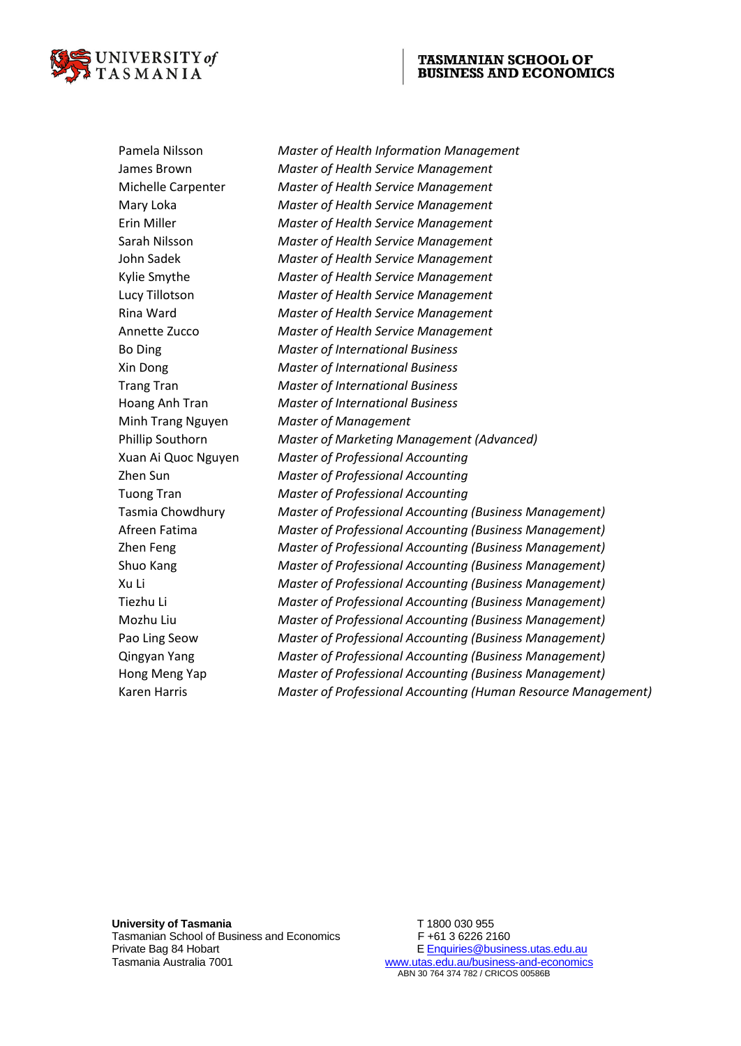| | |
|---|---|
| Pamela Nilsson | *Master of Health Information Management* |
| James Brown | *Master of Health Service Management* |
| Michelle Carpenter | *Master of Health Service Management* |
| Mary Loka | *Master of Health Service Management* |
| Erin Miller | *Master of Health Service Management* |
| Sarah Nilsson | *Master of Health Service Management* |
| John Sadek | *Master of Health Service Management* |
| Kylie Smythe | *Master of Health Service Management* |
| Lucy Tillotson | *Master of Health Service Management* |
| Rina Ward | *Master of Health Service Management* |
| Annette Zucco | *Master of Health Service Management* |
| Bo Ding | *Master of International Business* |
| Xin Dong | *Master of International Business* |
| Trang Tran | *Master of International Business* |
| Hoang Anh Tran | *Master of International Business* |
| Minh Trang Nguyen | *Master of Management* |
| Phillip Southorn | *Master of Marketing Management (Advanced)* |
| Xuan Ai Quoc Nguyen | *Master of Professional Accounting* |
| Zhen Sun | *Master of Professional Accounting* |
| Tuong Tran | *Master of Professional Accounting* |
| Tasmia Chowdhury | *Master of Professional Accounting (Business Management)* |
| Afreen Fatima | *Master of Professional Accounting (Business Management)* |
| Zhen Feng | *Master of Professional Accounting (Business Management)* |
| Shuo Kang | *Master of Professional Accounting (Business Management)* |
| Xu Li | *Master of Professional Accounting (Business Management)* |
| Tiezhu Li | *Master of Professional Accounting (Business Management)* |
| Mozhu Liu | *Master of Professional Accounting (Business Management)* |
| Pao Ling Seow | *Master of Professional Accounting (Business Management)* |
| Qingyan Yang | *Master of Professional Accounting (Business Management)* |
| Hong Meng Yap | *Master of Professional Accounting (Business Management)* |
| Karen Harris | *Master of Professional Accounting (Human Resource Management)* |